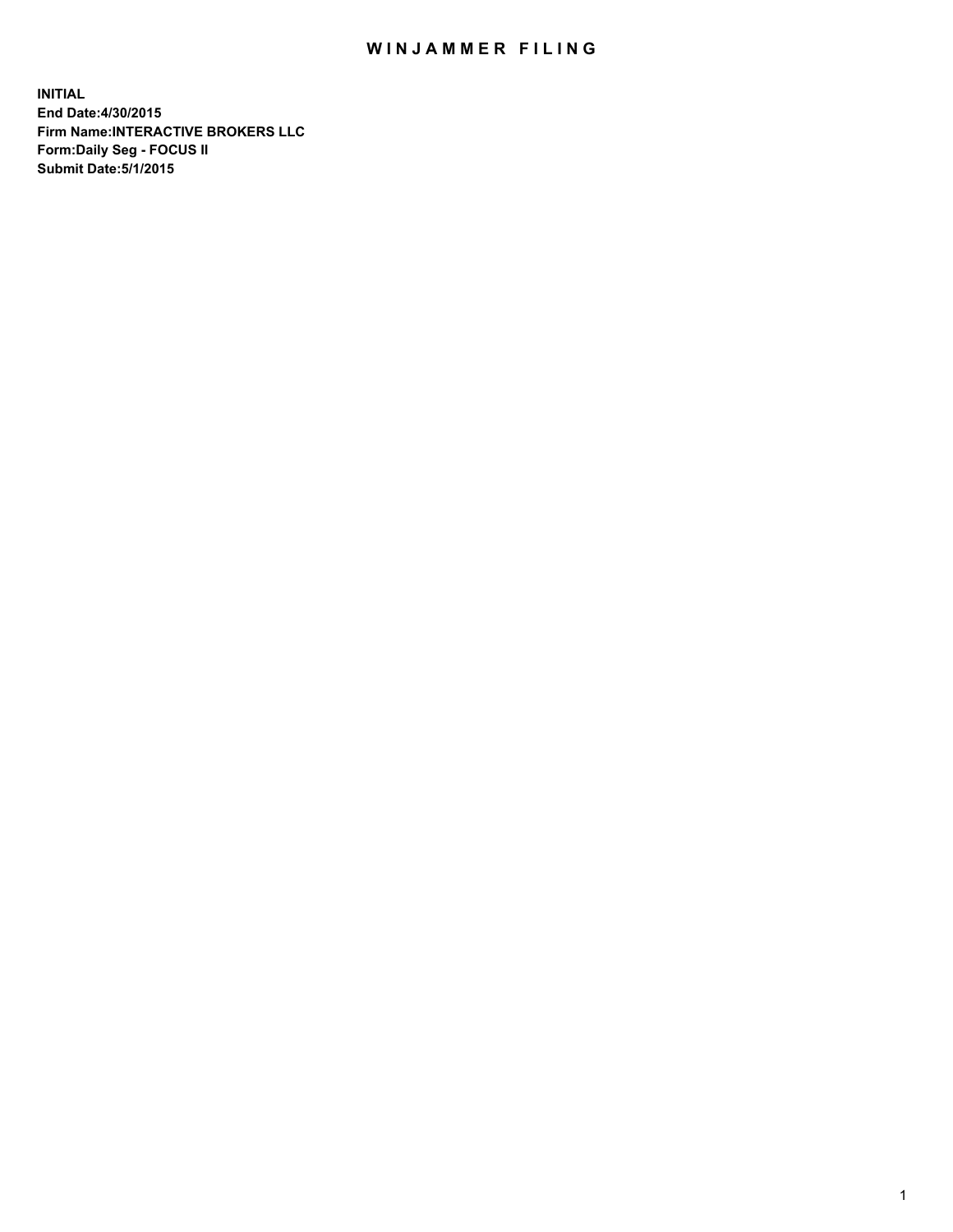# WINJAMMER FILING

**INITIAL**
**End Date:4/30/2015**
**Firm Name:INTERACTIVE BROKERS LLC**
**Form:Daily Seg - FOCUS II**
**Submit Date:5/1/2015**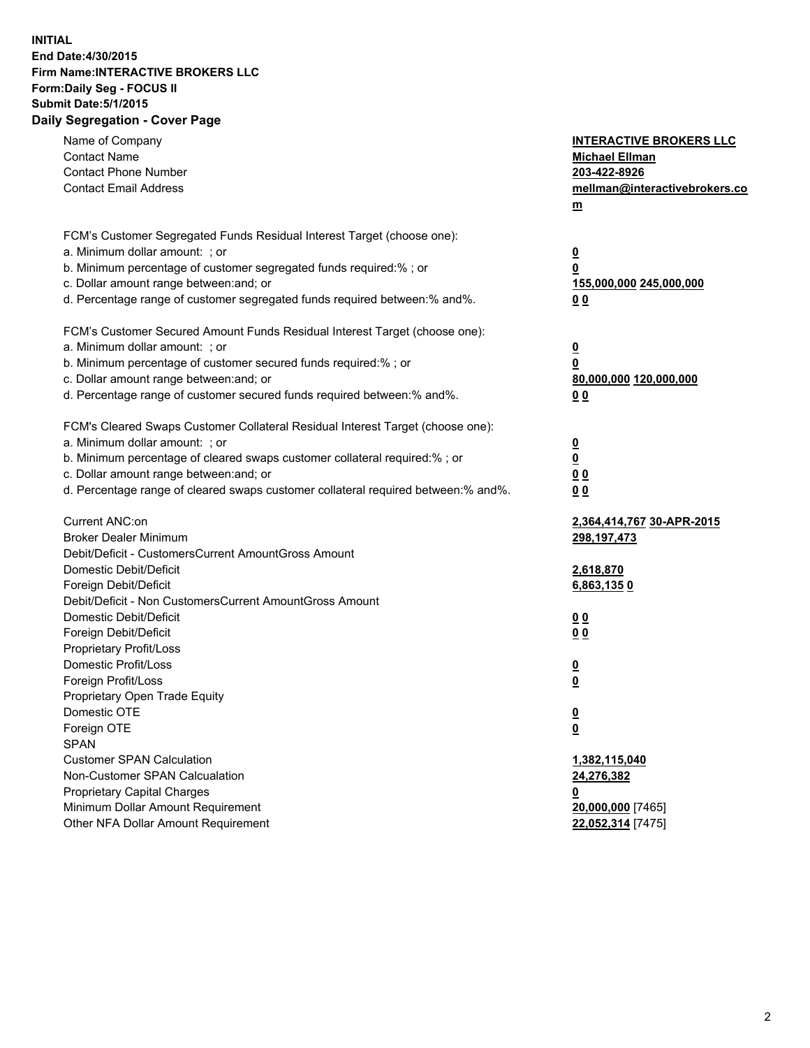**INITIAL**
**End Date:4/30/2015**
**Firm Name:INTERACTIVE BROKERS LLC**
**Form:Daily Seg - FOCUS II**
**Submit Date:5/1/2015**

## Daily Segregation - Cover Page

| | |
|---|---|
| Name of Company | **INTERACTIVE BROKERS LLC** |
| Contact Name | **Michael Ellman** |
| Contact Phone Number | **203-422-8926** |
| Contact Email Address | **mellman@interactivebrokers.com** |
| FCM's Customer Segregated Funds Residual Interest Target (choose one): | |
| a. Minimum dollar amount: ; or | **0** |
| b. Minimum percentage of customer segregated funds required:% ; or | **0** |
| c. Dollar amount range between:and; or | **155,000,000 245,000,000** |
| d. Percentage range of customer segregated funds required between:% and%. | **0 0** |
| FCM's Customer Secured Amount Funds Residual Interest Target (choose one): | |
| a. Minimum dollar amount: ; or | **0** |
| b. Minimum percentage of customer secured funds required:% ; or | **0** |
| c. Dollar amount range between:and; or | **80,000,000 120,000,000** |
| d. Percentage range of customer secured funds required between:% and%. | **0 0** |
| FCM's Cleared Swaps Customer Collateral Residual Interest Target (choose one): | |
| a. Minimum dollar amount: ; or | **0** |
| b. Minimum percentage of cleared swaps customer collateral required:% ; or | **0** |
| c. Dollar amount range between:and; or | **0 0** |
| d. Percentage range of cleared swaps customer collateral required between:% and%. | **0 0** |
| Current ANC:on | **2,364,414,767 30-APR-2015** |
| Broker Dealer Minimum | **298,197,473** |
| Debit/Deficit - CustomersCurrent AmountGross Amount | |
| Domestic Debit/Deficit | **2,618,870** |
| Foreign Debit/Deficit | **6,863,135 0** |
| Debit/Deficit - Non CustomersCurrent AmountGross Amount | |
| Domestic Debit/Deficit | **0 0** |
| Foreign Debit/Deficit | **0 0** |
| Proprietary Profit/Loss | |
| Domestic Profit/Loss | **0** |
| Foreign Profit/Loss | **0** |
| Proprietary Open Trade Equity | |
| Domestic OTE | **0** |
| Foreign OTE | **0** |
| SPAN | |
| Customer SPAN Calculation | **1,382,115,040** |
| Non-Customer SPAN Calcualation | **24,276,382** |
| Proprietary Capital Charges | **0** |
| Minimum Dollar Amount Requirement | **20,000,000** [7465] |
| Other NFA Dollar Amount Requirement | **22,052,314** [7475] |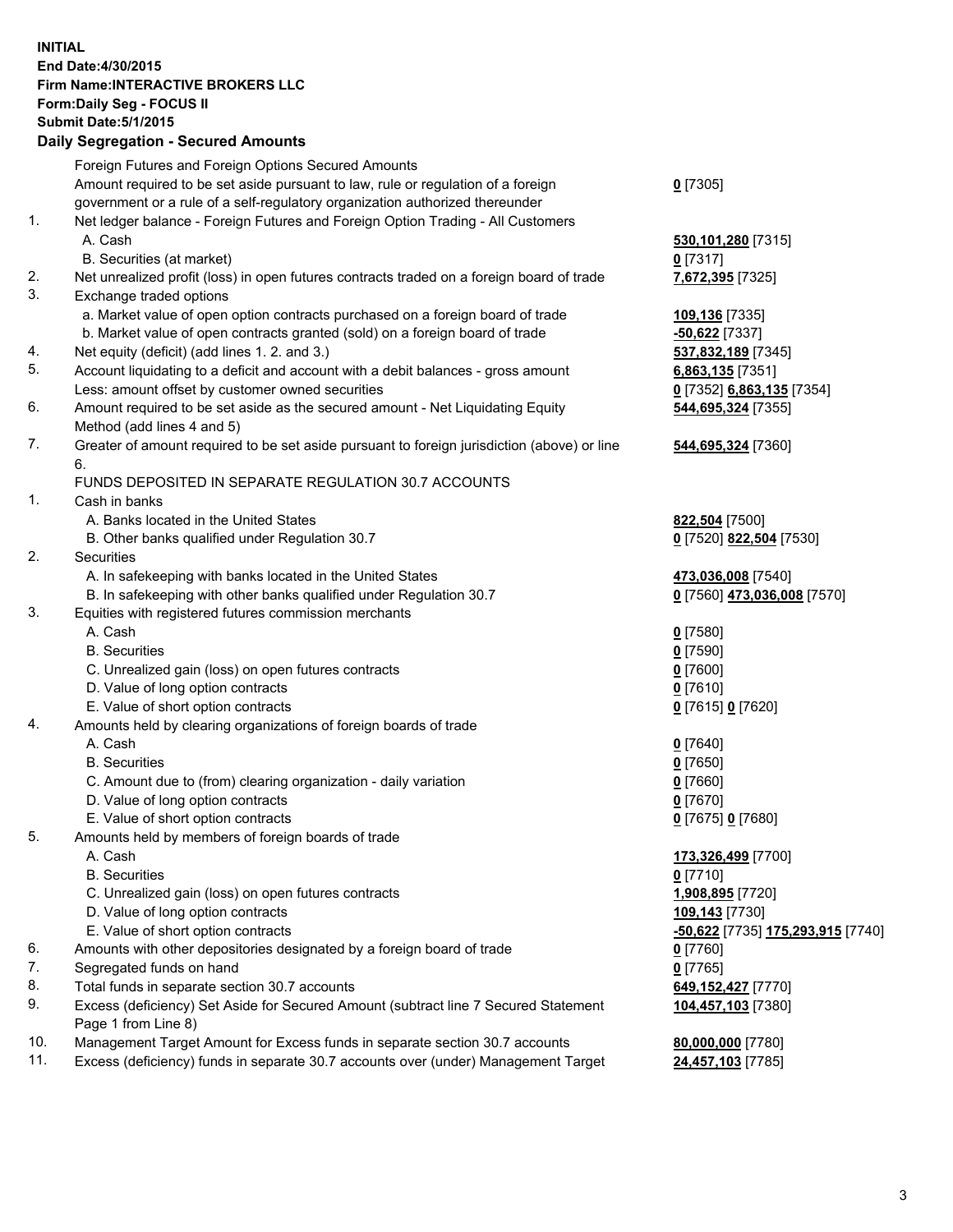**INITIAL**
**End Date:4/30/2015**
**Firm Name:INTERACTIVE BROKERS LLC**
**Form:Daily Seg - FOCUS II**
**Submit Date:5/1/2015**

## Daily Segregation - Secured Amounts

| | | |
|---|---|---|
| | Foreign Futures and Foreign Options Secured Amounts | |
| | Amount required to be set aside pursuant to law, rule or regulation of a foreign government or a rule of a self-regulatory organization authorized thereunder | **0** [7305] |
| 1. | Net ledger balance - Foreign Futures and Foreign Option Trading - All Customers | |
| | A. Cash | **530,101,280** [7315] |
| | B. Securities (at market) | **0** [7317] |
| 2. | Net unrealized profit (loss) in open futures contracts traded on a foreign board of trade | **7,672,395** [7325] |
| 3. | Exchange traded options | |
| | a. Market value of open option contracts purchased on a foreign board of trade | **109,136** [7335] |
| | b. Market value of open contracts granted (sold) on a foreign board of trade | **-50,622** [7337] |
| 4. | Net equity (deficit) (add lines 1. 2. and 3.) | **537,832,189** [7345] |
| 5. | Account liquidating to a deficit and account with a debit balances - gross amount | **6,863,135** [7351] |
| | Less: amount offset by customer owned securities | **0** [7352] **6,863,135** [7354] |
| 6. | Amount required to be set aside as the secured amount - Net Liquidating Equity Method (add lines 4 and 5) | **544,695,324** [7355] |
| 7. | Greater of amount required to be set aside pursuant to foreign jurisdiction (above) or line 6. | **544,695,324** [7360] |
| | FUNDS DEPOSITED IN SEPARATE REGULATION 30.7 ACCOUNTS | |
| 1. | Cash in banks | |
| | A. Banks located in the United States | **822,504** [7500] |
| | B. Other banks qualified under Regulation 30.7 | **0** [7520] **822,504** [7530] |
| 2. | Securities | |
| | A. In safekeeping with banks located in the United States | **473,036,008** [7540] |
| | B. In safekeeping with other banks qualified under Regulation 30.7 | **0** [7560] **473,036,008** [7570] |
| 3. | Equities with registered futures commission merchants | |
| | A. Cash | **0** [7580] |
| | B. Securities | **0** [7590] |
| | C. Unrealized gain (loss) on open futures contracts | **0** [7600] |
| | D. Value of long option contracts | **0** [7610] |
| | E. Value of short option contracts | **0** [7615] **0** [7620] |
| 4. | Amounts held by clearing organizations of foreign boards of trade | |
| | A. Cash | **0** [7640] |
| | B. Securities | **0** [7650] |
| | C. Amount due to (from) clearing organization - daily variation | **0** [7660] |
| | D. Value of long option contracts | **0** [7670] |
| | E. Value of short option contracts | **0** [7675] **0** [7680] |
| 5. | Amounts held by members of foreign boards of trade | |
| | A. Cash | **173,326,499** [7700] |
| | B. Securities | **0** [7710] |
| | C. Unrealized gain (loss) on open futures contracts | **1,908,895** [7720] |
| | D. Value of long option contracts | **109,143** [7730] |
| | E. Value of short option contracts | **-50,622** [7735] **175,293,915** [7740] |
| 6. | Amounts with other depositories designated by a foreign board of trade | **0** [7760] |
| 7. | Segregated funds on hand | **0** [7765] |
| 8. | Total funds in separate section 30.7 accounts | **649,152,427** [7770] |
| 9. | Excess (deficiency) Set Aside for Secured Amount (subtract line 7 Secured Statement Page 1 from Line 8) | **104,457,103** [7380] |
| 10. | Management Target Amount for Excess funds in separate section 30.7 accounts | **80,000,000** [7780] |
| 11. | Excess (deficiency) funds in separate 30.7 accounts over (under) Management Target | **24,457,103** [7785] |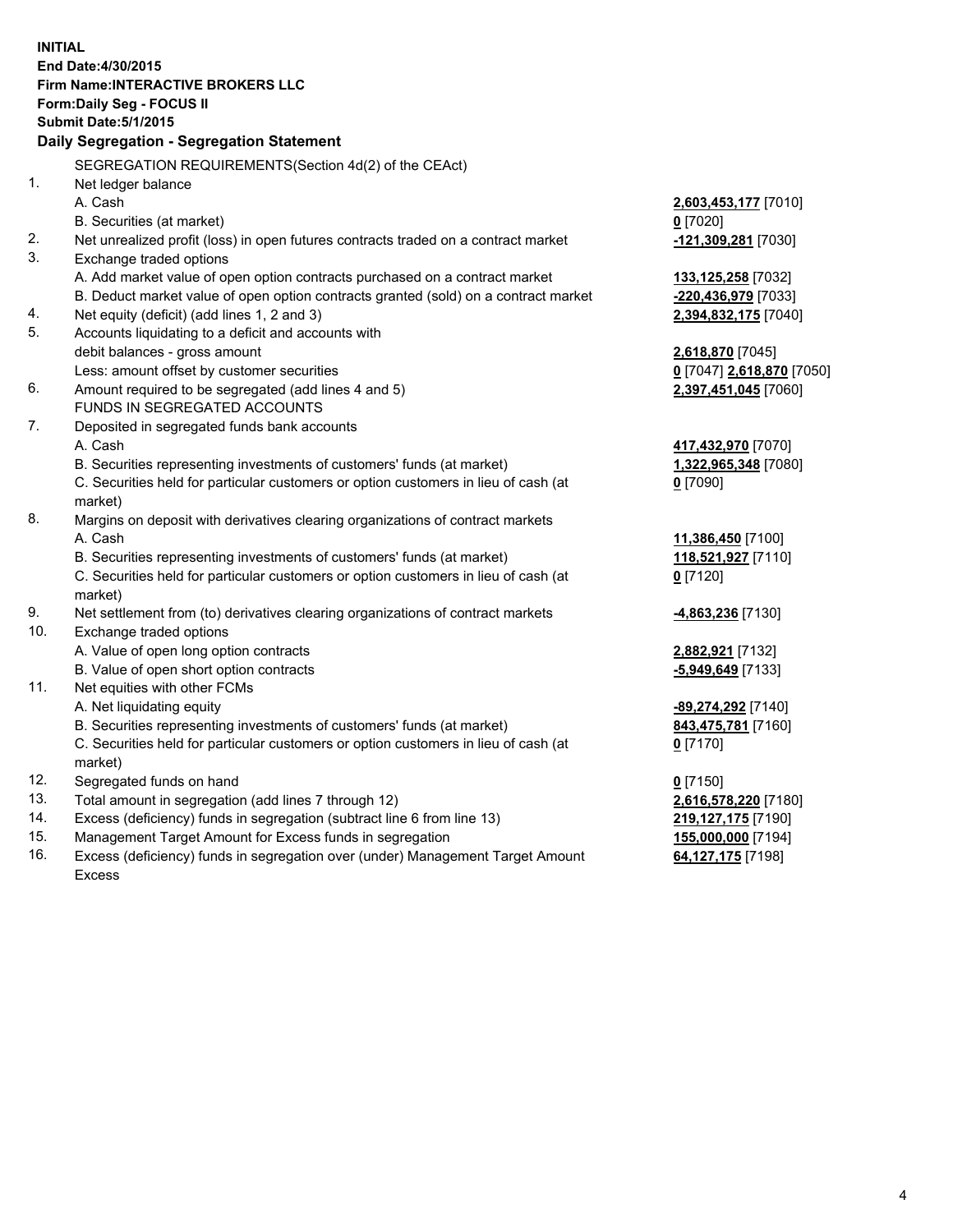**INITIAL**
**End Date:4/30/2015**
**Firm Name:INTERACTIVE BROKERS LLC**
**Form:Daily Seg - FOCUS II**
**Submit Date:5/1/2015**
**Daily Segregation - Segregation Statement**

SEGREGATION REQUIREMENTS(Section 4d(2) of the CEAct)

| | | |
|---|---|---|
| 1. | Net ledger balance | |
| | A. Cash | **2,603,453,177** [7010] |
| | B. Securities (at market) | **0** [7020] |
| 2. | Net unrealized profit (loss) in open futures contracts traded on a contract market | **-121,309,281** [7030] |
| 3. | Exchange traded options | |
| | A. Add market value of open option contracts purchased on a contract market | **133,125,258** [7032] |
| | B. Deduct market value of open option contracts granted (sold) on a contract market | **-220,436,979** [7033] |
| 4. | Net equity (deficit) (add lines 1, 2 and 3) | **2,394,832,175** [7040] |
| 5. | Accounts liquidating to a deficit and accounts with | |
| | debit balances - gross amount | **2,618,870** [7045] |
| | Less: amount offset by customer securities | **0** [7047] **2,618,870** [7050] |
| 6. | Amount required to be segregated (add lines 4 and 5) | **2,397,451,045** [7060] |
| | FUNDS IN SEGREGATED ACCOUNTS | |
| 7. | Deposited in segregated funds bank accounts | |
| | A. Cash | **417,432,970** [7070] |
| | B. Securities representing investments of customers' funds (at market) | **1,322,965,348** [7080] |
| | C. Securities held for particular customers or option customers in lieu of cash (at market) | **0** [7090] |
| 8. | Margins on deposit with derivatives clearing organizations of contract markets | |
| | A. Cash | **11,386,450** [7100] |
| | B. Securities representing investments of customers' funds (at market) | **118,521,927** [7110] |
| | C. Securities held for particular customers or option customers in lieu of cash (at market) | **0** [7120] |
| 9. | Net settlement from (to) derivatives clearing organizations of contract markets | **-4,863,236** [7130] |
| 10. | Exchange traded options | |
| | A. Value of open long option contracts | **2,882,921** [7132] |
| | B. Value of open short option contracts | **-5,949,649** [7133] |
| 11. | Net equities with other FCMs | |
| | A. Net liquidating equity | **-89,274,292** [7140] |
| | B. Securities representing investments of customers' funds (at market) | **843,475,781** [7160] |
| | C. Securities held for particular customers or option customers in lieu of cash (at market) | **0** [7170] |
| 12. | Segregated funds on hand | **0** [7150] |
| 13. | Total amount in segregation (add lines 7 through 12) | **2,616,578,220** [7180] |
| 14. | Excess (deficiency) funds in segregation (subtract line 6 from line 13) | **219,127,175** [7190] |
| 15. | Management Target Amount for Excess funds in segregation | **155,000,000** [7194] |
| 16. | Excess (deficiency) funds in segregation over (under) Management Target Amount Excess | **64,127,175** [7198] |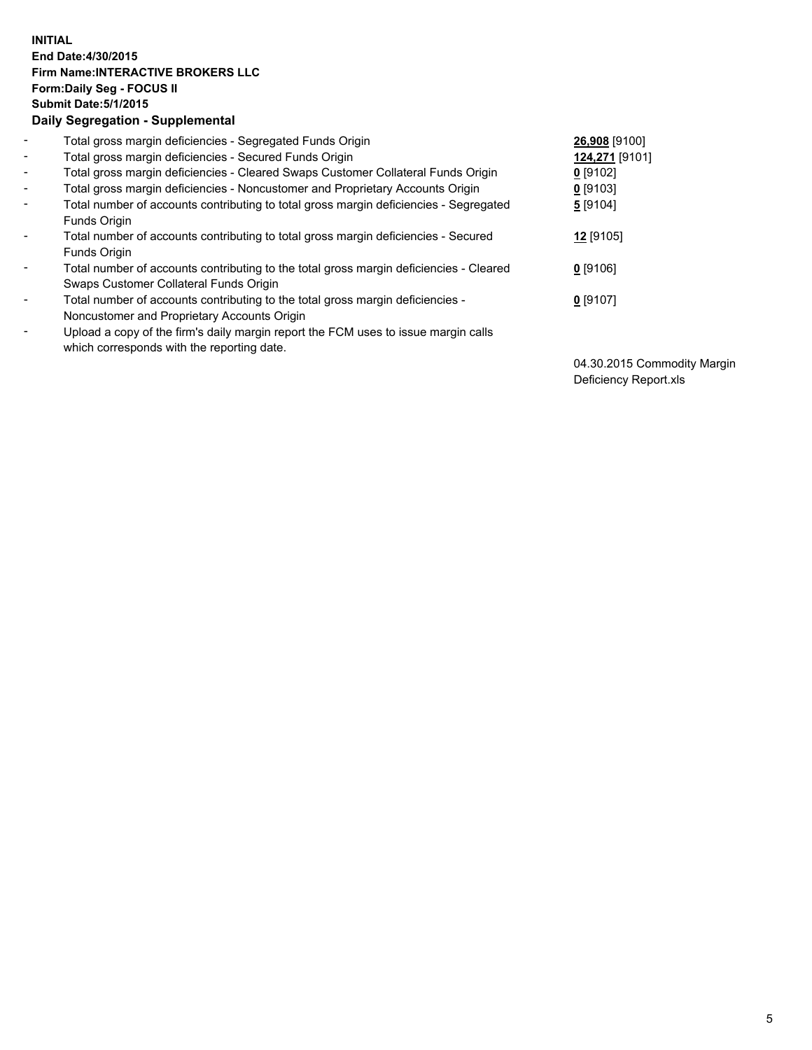**INITIAL**
**End Date:4/30/2015**
**Firm Name:INTERACTIVE BROKERS LLC**
**Form:Daily Seg - FOCUS II**
**Submit Date:5/1/2015**

**Daily Segregation - Supplemental**

- Total gross margin deficiencies - Segregated Funds Origin **26,908** [9100]
- Total gross margin deficiencies - Secured Funds Origin **124,271** [9101]
- Total gross margin deficiencies - Cleared Swaps Customer Collateral Funds Origin **0** [9102]
- Total gross margin deficiencies - Noncustomer and Proprietary Accounts Origin **0** [9103]
- Total number of accounts contributing to total gross margin deficiencies - Segregated Funds Origin **5** [9104]
- Total number of accounts contributing to total gross margin deficiencies - Secured Funds Origin **12** [9105]
- Total number of accounts contributing to the total gross margin deficiencies - Cleared Swaps Customer Collateral Funds Origin **0** [9106]
- Total number of accounts contributing to the total gross margin deficiencies - Noncustomer and Proprietary Accounts Origin **0** [9107]
- Upload a copy of the firm's daily margin report the FCM uses to issue margin calls which corresponds with the reporting date.

04.30.2015 Commodity Margin Deficiency Report.xls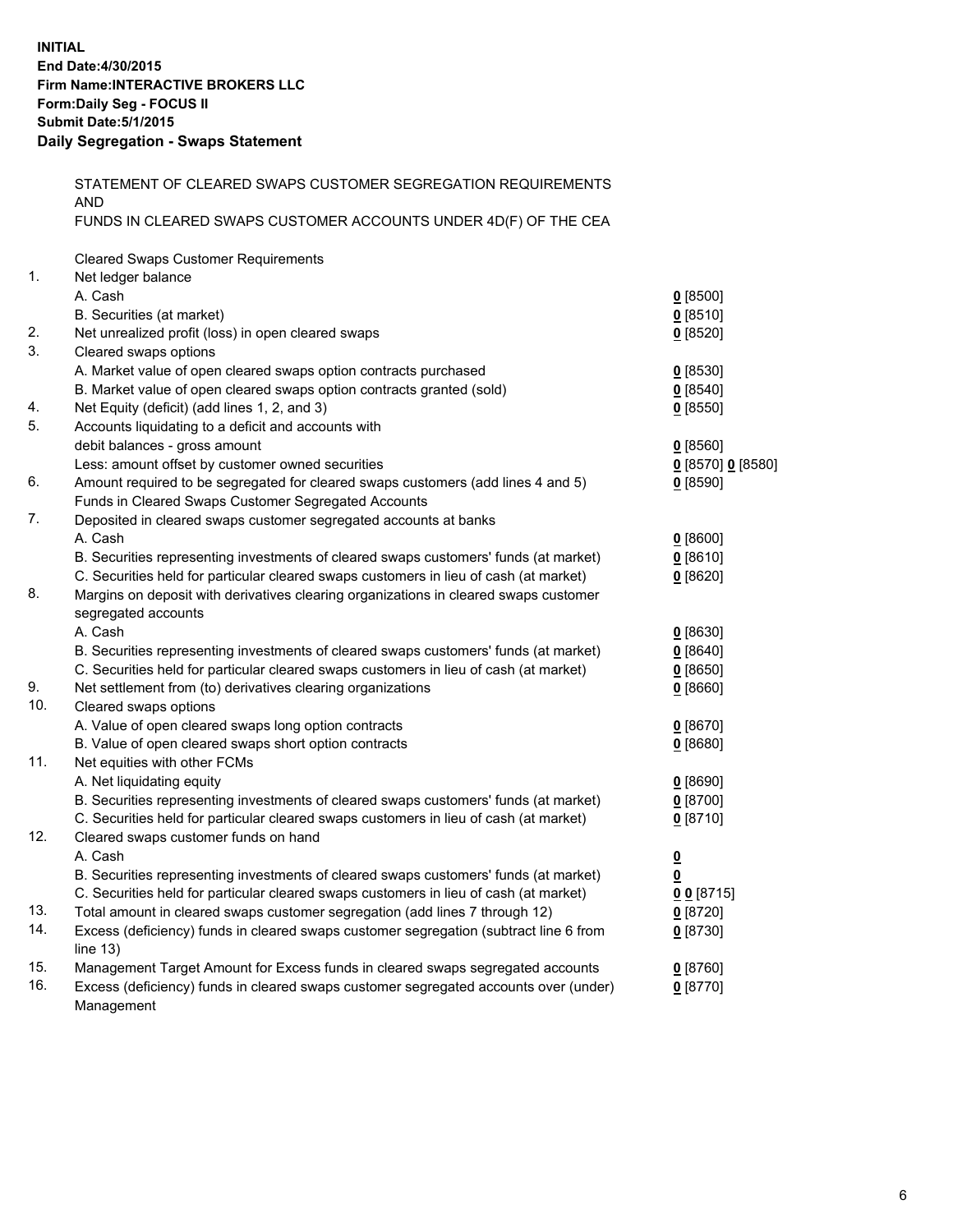**INITIAL**
**End Date:4/30/2015**
**Firm Name:INTERACTIVE BROKERS LLC**
**Form:Daily Seg - FOCUS II**
**Submit Date:5/1/2015**
**Daily Segregation - Swaps Statement**

STATEMENT OF CLEARED SWAPS CUSTOMER SEGREGATION REQUIREMENTS
AND
FUNDS IN CLEARED SWAPS CUSTOMER ACCOUNTS UNDER 4D(F) OF THE CEA

| | | |
|---|---|---|
| | Cleared Swaps Customer Requirements | |
| 1. | Net ledger balance | |
| | A. Cash | 0 [8500] |
| | B. Securities (at market) | 0 [8510] |
| 2. | Net unrealized profit (loss) in open cleared swaps | 0 [8520] |
| 3. | Cleared swaps options | |
| | A. Market value of open cleared swaps option contracts purchased | 0 [8530] |
| | B. Market value of open cleared swaps option contracts granted (sold) | 0 [8540] |
| 4. | Net Equity (deficit) (add lines 1, 2, and 3) | 0 [8550] |
| 5. | Accounts liquidating to a deficit and accounts with | |
| | debit balances - gross amount | 0 [8560] |
| | Less: amount offset by customer owned securities | 0 [8570] 0 [8580] |
| 6. | Amount required to be segregated for cleared swaps customers (add lines 4 and 5) | 0 [8590] |
| | Funds in Cleared Swaps Customer Segregated Accounts | |
| 7. | Deposited in cleared swaps customer segregated accounts at banks | |
| | A. Cash | 0 [8600] |
| | B. Securities representing investments of cleared swaps customers' funds (at market) | 0 [8610] |
| | C. Securities held for particular cleared swaps customers in lieu of cash (at market) | 0 [8620] |
| 8. | Margins on deposit with derivatives clearing organizations in cleared swaps customer segregated accounts | |
| | A. Cash | 0 [8630] |
| | B. Securities representing investments of cleared swaps customers' funds (at market) | 0 [8640] |
| | C. Securities held for particular cleared swaps customers in lieu of cash (at market) | 0 [8650] |
| 9. | Net settlement from (to) derivatives clearing organizations | 0 [8660] |
| 10. | Cleared swaps options | |
| | A. Value of open cleared swaps long option contracts | 0 [8670] |
| | B. Value of open cleared swaps short option contracts | 0 [8680] |
| 11. | Net equities with other FCMs | |
| | A. Net liquidating equity | 0 [8690] |
| | B. Securities representing investments of cleared swaps customers' funds (at market) | 0 [8700] |
| | C. Securities held for particular cleared swaps customers in lieu of cash (at market) | 0 [8710] |
| 12. | Cleared swaps customer funds on hand | |
| | A. Cash | 0 |
| | B. Securities representing investments of cleared swaps customers' funds (at market) | 0 |
| | C. Securities held for particular cleared swaps customers in lieu of cash (at market) | 0 0 [8715] |
| 13. | Total amount in cleared swaps customer segregation (add lines 7 through 12) | 0 [8720] |
| 14. | Excess (deficiency) funds in cleared swaps customer segregation (subtract line 6 from line 13) | 0 [8730] |
| 15. | Management Target Amount for Excess funds in cleared swaps segregated accounts | 0 [8760] |
| 16. | Excess (deficiency) funds in cleared swaps customer segregated accounts over (under) Management | 0 [8770] |